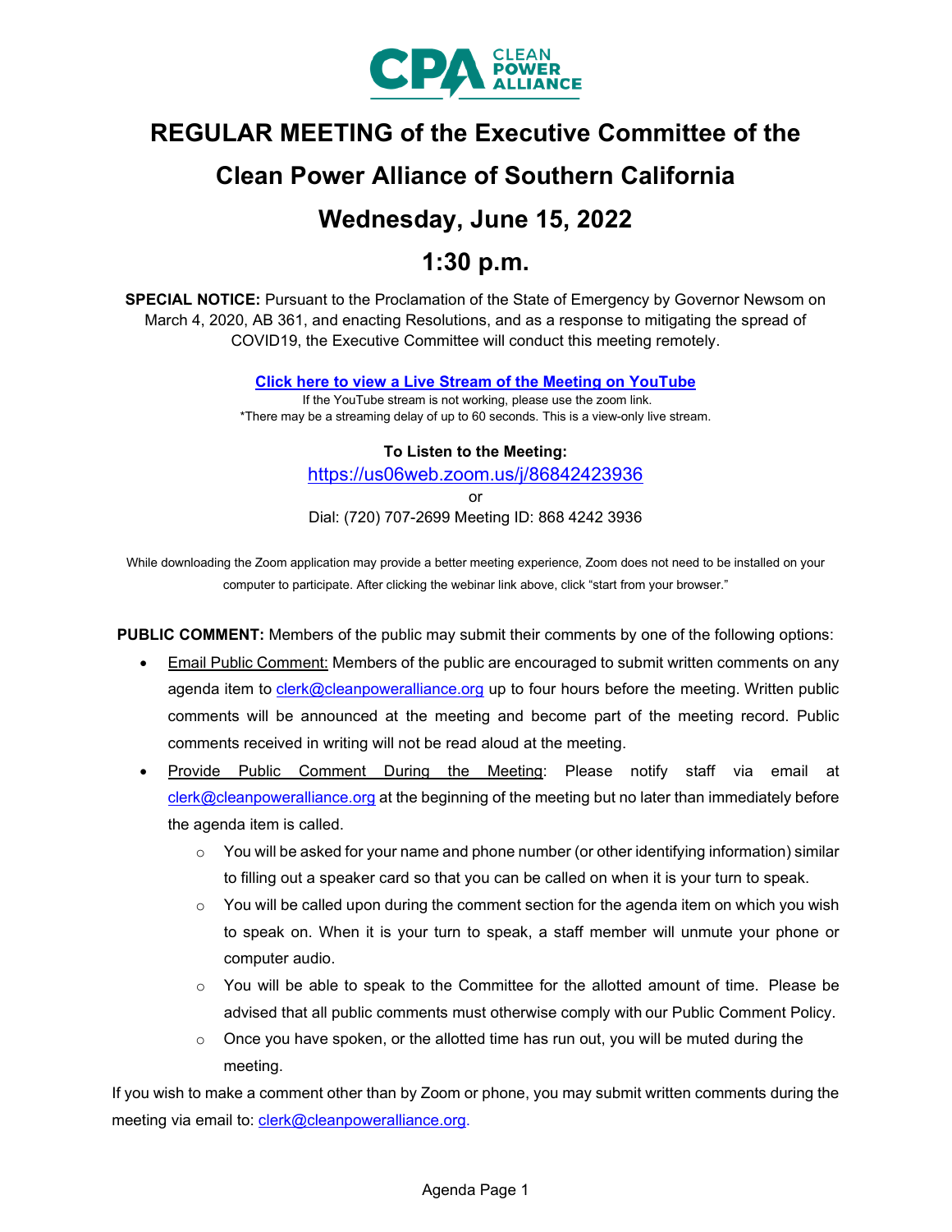# REGULAR MEETING of the Executive Committee of the Clean Power Alliance of Southern California

## Wednesday, June 15, 2022

## 1:30 p.m.

**SPECIAL NOTICE:** Pursuant to the Proclamation of the State of Emergency by Governor Newsom on March 4, 2020, AB 361, and enacting Resolutions, and as a response to mitigating the spread of COVID19, the Executive Committee will conduct this meeting remotely.

**Click here to view a Live Stream of the Meeting on YouTube**

If the YouTube stream is not working, please use the zoom link.
*There may be a streaming delay of up to 60 seconds. This is a view-only live stream.

**To Listen to the Meeting:**

https://us06web.zoom.us/j/86842423936

or

Dial: (720) 707-2699 Meeting ID: 868 4242 3936

While downloading the Zoom application may provide a better meeting experience, Zoom does not need to be installed on your computer to participate. After clicking the webinar link above, click "start from your browser."

**PUBLIC COMMENT:** Members of the public may submit their comments by one of the following options:

- Email Public Comment: Members of the public are encouraged to submit written comments on any agenda item to clerk@cleanpoweralliance.org up to four hours before the meeting. Written public comments will be announced at the meeting and become part of the meeting record. Public comments received in writing will not be read aloud at the meeting.
- Provide Public Comment During the Meeting: Please notify staff via email at clerk@cleanpoweralliance.org at the beginning of the meeting but no later than immediately before the agenda item is called.
    - You will be asked for your name and phone number (or other identifying information) similar to filling out a speaker card so that you can be called on when it is your turn to speak.
    - You will be called upon during the comment section for the agenda item on which you wish to speak on. When it is your turn to speak, a staff member will unmute your phone or computer audio.
    - You will be able to speak to the Committee for the allotted amount of time. Please be advised that all public comments must otherwise comply with our Public Comment Policy.
    - Once you have spoken, or the allotted time has run out, you will be muted during the meeting.

If you wish to make a comment other than by Zoom or phone, you may submit written comments during the meeting via email to: clerk@cleanpoweralliance.org.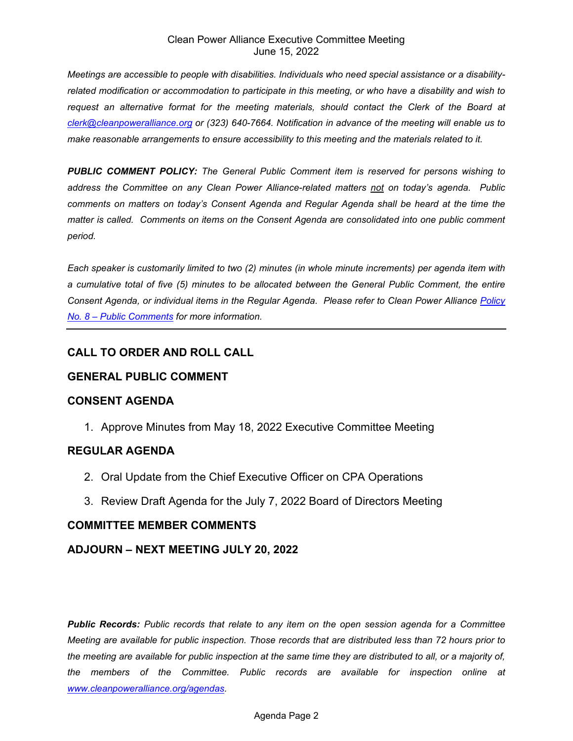*Meetings are accessible to people with disabilities. Individuals who need special assistance or a disability-related modification or accommodation to participate in this meeting, or who have a disability and wish to request an alternative format for the meeting materials, should contact the Clerk of the Board at [clerk@cleanpoweralliance.org](mailto:clerk@cleanpoweralliance.org) or (323) 640-7664. Notification in advance of the meeting will enable us to make reasonable arrangements to ensure accessibility to this meeting and the materials related to it.*

***PUBLIC COMMENT POLICY:** The General Public Comment item is reserved for persons wishing to address the Committee on any Clean Power Alliance-related matters not on today's agenda. Public comments on matters on today's Consent Agenda and Regular Agenda shall be heard at the time the matter is called. Comments on items on the Consent Agenda are consolidated into one public comment period.*

*Each speaker is customarily limited to two (2) minutes (in whole minute increments) per agenda item with a cumulative total of five (5) minutes to be allocated between the General Public Comment, the entire Consent Agenda, or individual items in the Regular Agenda. Please refer to Clean Power Alliance Policy No. 8 – Public Comments for more information.*

---

## CALL TO ORDER AND ROLL CALL

## GENERAL PUBLIC COMMENT

## CONSENT AGENDA

1. Approve Minutes from May 18, 2022 Executive Committee Meeting

## REGULAR AGENDA

2. Oral Update from the Chief Executive Officer on CPA Operations
3. Review Draft Agenda for the July 7, 2022 Board of Directors Meeting

## COMMITTEE MEMBER COMMENTS

## ADJOURN – NEXT MEETING JULY 20, 2022

***Public Records:** Public records that relate to any item on the open session agenda for a Committee Meeting are available for public inspection. Those records that are distributed less than 72 hours prior to the meeting are available for public inspection at the same time they are distributed to all, or a majority of, the members of the Committee. Public records are available for inspection online at [www.cleanpoweralliance.org/agendas](http://www.cleanpoweralliance.org/agendas).*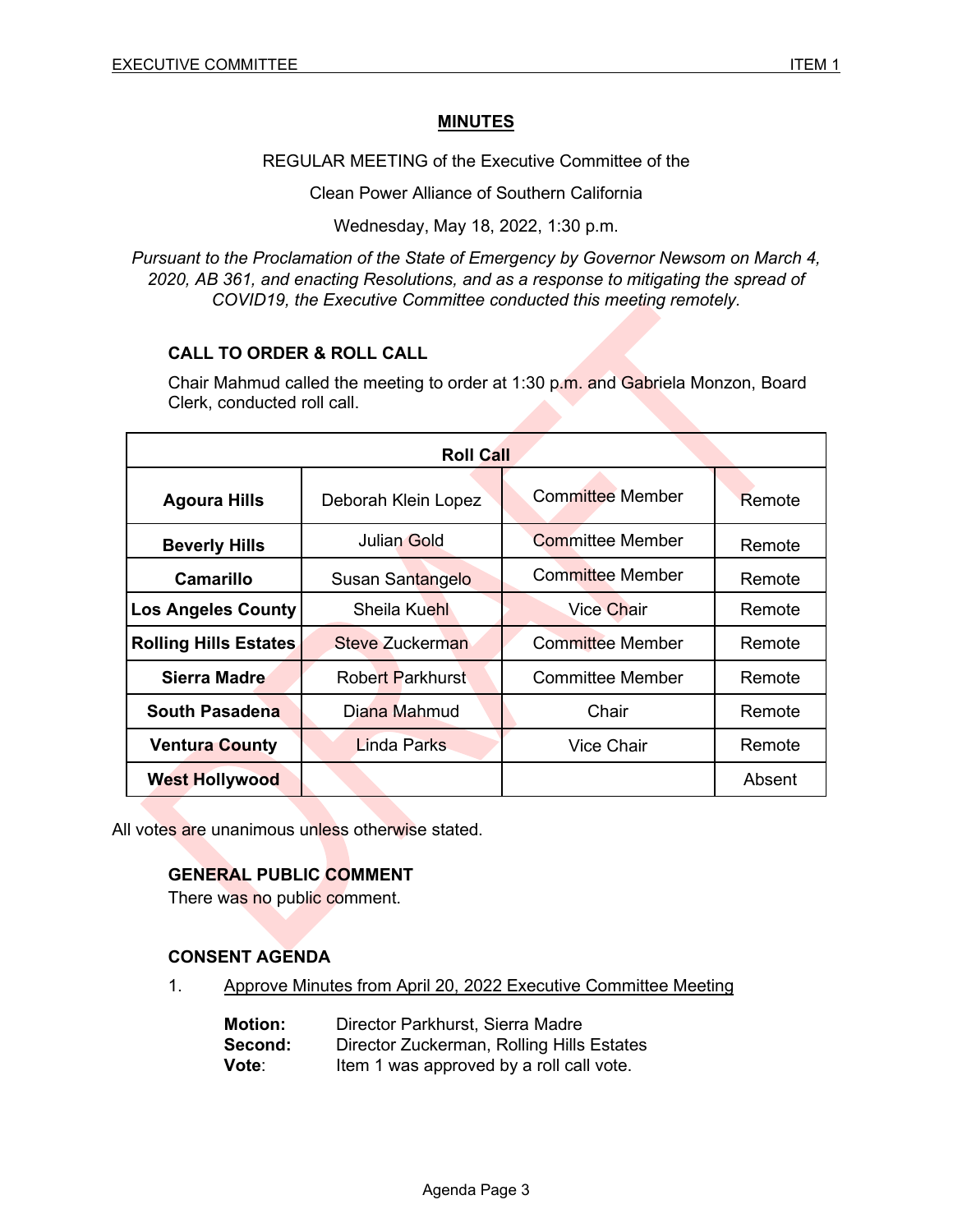## MINUTES

REGULAR MEETING of the Executive Committee of the

Clean Power Alliance of Southern California

Wednesday, May 18, 2022, 1:30 p.m.

*Pursuant to the Proclamation of the State of Emergency by Governor Newsom on March 4, 2020, AB 361, and enacting Resolutions, and as a response to mitigating the spread of COVID19, the Executive Committee conducted this meeting remotely.*

### CALL TO ORDER & ROLL CALL

Chair Mahmud called the meeting to order at 1:30 p.m. and Gabriela Monzon, Board Clerk, conducted roll call.

| Roll Call | | | |
|---|---|---|---|
| **Agoura Hills** | Deborah Klein Lopez | Committee Member | Remote |
| **Beverly Hills** | Julian Gold | Committee Member | Remote |
| **Camarillo** | Susan Santangelo | Committee Member | Remote |
| **Los Angeles County** | Sheila Kuehl | Vice Chair | Remote |
| **Rolling Hills Estates** | Steve Zuckerman | Committee Member | Remote |
| **Sierra Madre** | Robert Parkhurst | Committee Member | Remote |
| **South Pasadena** | Diana Mahmud | Chair | Remote |
| **Ventura County** | Linda Parks | Vice Chair | Remote |
| **West Hollywood** | | | Absent |

All votes are unanimous unless otherwise stated.

### GENERAL PUBLIC COMMENT

There was no public comment.

### CONSENT AGENDA

1. Approve Minutes from April 20, 2022 Executive Committee Meeting

**Motion:** Director Parkhurst, Sierra Madre
**Second:** Director Zuckerman, Rolling Hills Estates
**Vote**: Item 1 was approved by a roll call vote.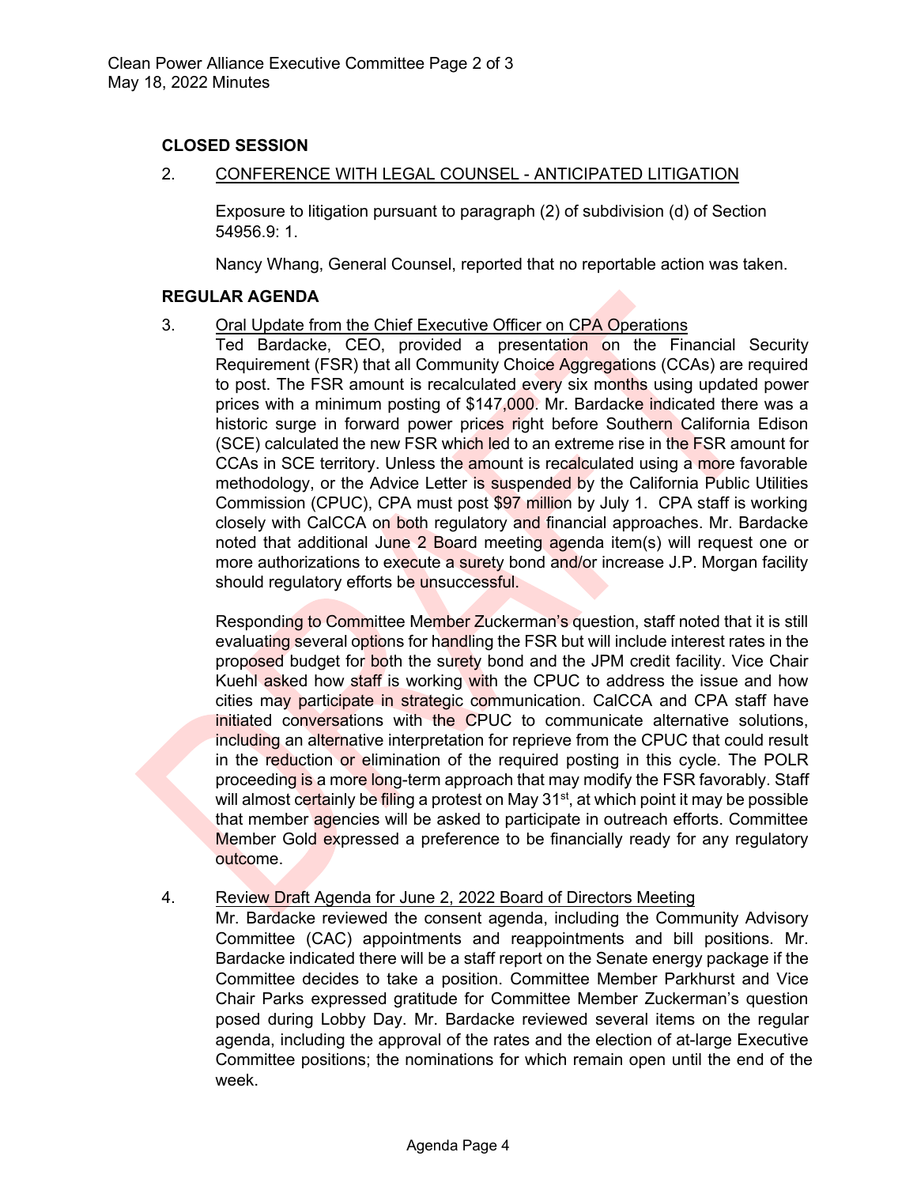## CLOSED SESSION

2. CONFERENCE WITH LEGAL COUNSEL - ANTICIPATED LITIGATION

   Exposure to litigation pursuant to paragraph (2) of subdivision (d) of Section 54956.9: 1.

   Nancy Whang, General Counsel, reported that no reportable action was taken.

## REGULAR AGENDA

3. Oral Update from the Chief Executive Officer on CPA Operations

   Ted Bardacke, CEO, provided a presentation on the Financial Security Requirement (FSR) that all Community Choice Aggregations (CCAs) are required to post. The FSR amount is recalculated every six months using updated power prices with a minimum posting of $147,000. Mr. Bardacke indicated there was a historic surge in forward power prices right before Southern California Edison (SCE) calculated the new FSR which led to an extreme rise in the FSR amount for CCAs in SCE territory. Unless the amount is recalculated using a more favorable methodology, or the Advice Letter is suspended by the California Public Utilities Commission (CPUC), CPA must post $97 million by July 1. CPA staff is working closely with CalCCA on both regulatory and financial approaches. Mr. Bardacke noted that additional June 2 Board meeting agenda item(s) will request one or more authorizations to execute a surety bond and/or increase J.P. Morgan facility should regulatory efforts be unsuccessful.

   Responding to Committee Member Zuckerman's question, staff noted that it is still evaluating several options for handling the FSR but will include interest rates in the proposed budget for both the surety bond and the JPM credit facility. Vice Chair Kuehl asked how staff is working with the CPUC to address the issue and how cities may participate in strategic communication. CalCCA and CPA staff have initiated conversations with the CPUC to communicate alternative solutions, including an alternative interpretation for reprieve from the CPUC that could result in the reduction or elimination of the required posting in this cycle. The POLR proceeding is a more long-term approach that may modify the FSR favorably. Staff will almost certainly be filing a protest on May 31st, at which point it may be possible that member agencies will be asked to participate in outreach efforts. Committee Member Gold expressed a preference to be financially ready for any regulatory outcome.

4. Review Draft Agenda for June 2, 2022 Board of Directors Meeting

   Mr. Bardacke reviewed the consent agenda, including the Community Advisory Committee (CAC) appointments and reappointments and bill positions. Mr. Bardacke indicated there will be a staff report on the Senate energy package if the Committee decides to take a position. Committee Member Parkhurst and Vice Chair Parks expressed gratitude for Committee Member Zuckerman's question posed during Lobby Day. Mr. Bardacke reviewed several items on the regular agenda, including the approval of the rates and the election of at-large Executive Committee positions; the nominations for which remain open until the end of the week.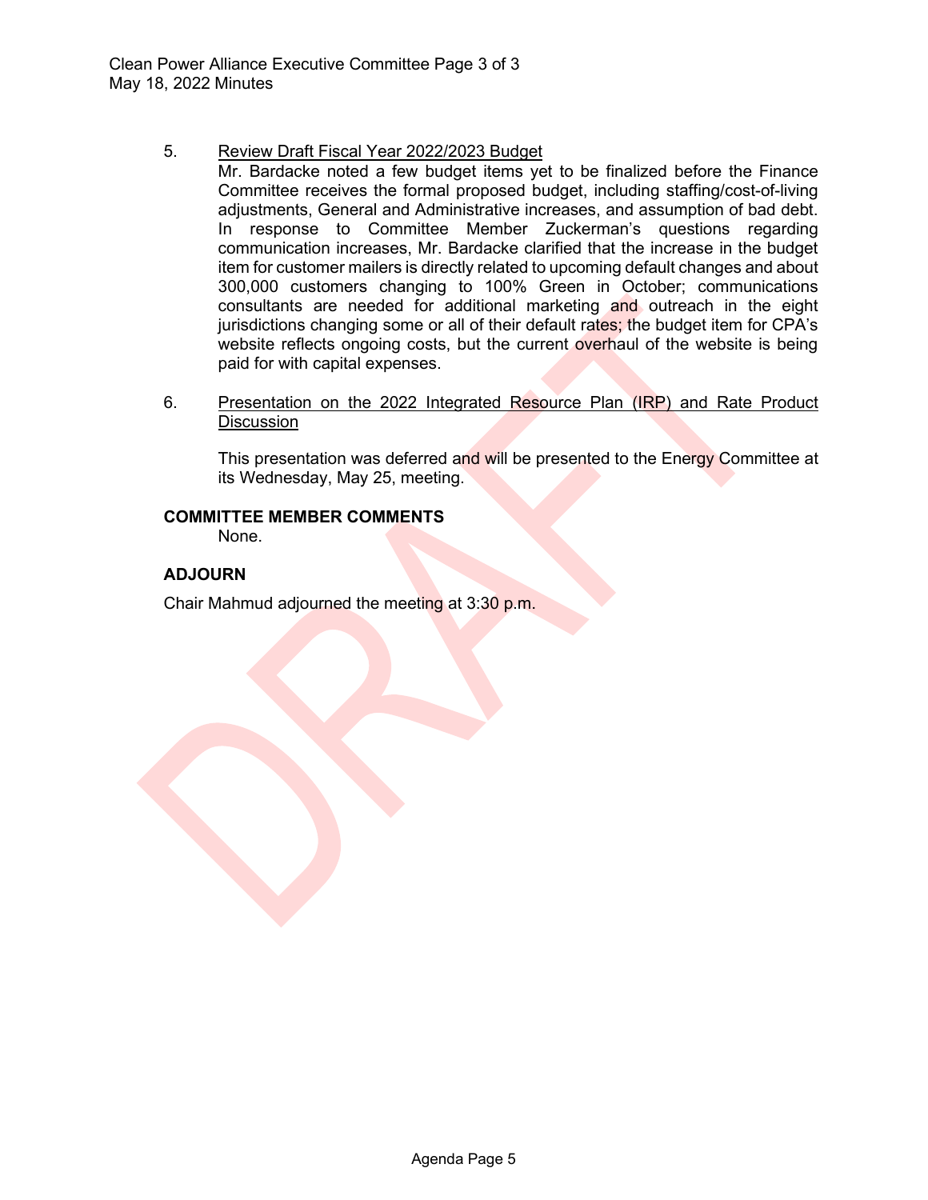5. Review Draft Fiscal Year 2022/2023 Budget

   Mr. Bardacke noted a few budget items yet to be finalized before the Finance Committee receives the formal proposed budget, including staffing/cost-of-living adjustments, General and Administrative increases, and assumption of bad debt. In response to Committee Member Zuckerman's questions regarding communication increases, Mr. Bardacke clarified that the increase in the budget item for customer mailers is directly related to upcoming default changes and about 300,000 customers changing to 100% Green in October; communications consultants are needed for additional marketing and outreach in the eight jurisdictions changing some or all of their default rates; the budget item for CPA's website reflects ongoing costs, but the current overhaul of the website is being paid for with capital expenses.

6. Presentation on the 2022 Integrated Resource Plan (IRP) and Rate Product Discussion

   This presentation was deferred and will be presented to the Energy Committee at its Wednesday, May 25, meeting.

**COMMITTEE MEMBER COMMENTS**

None.

**ADJOURN**

Chair Mahmud adjourned the meeting at 3:30 p.m.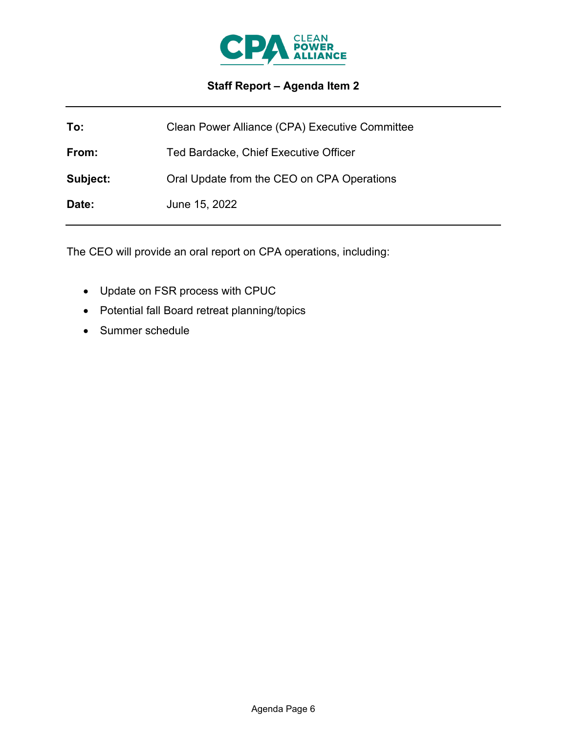**Staff Report – Agenda Item 2**

| | |
|---|---|
| **To:** | Clean Power Alliance (CPA) Executive Committee |
| **From:** | Ted Bardacke, Chief Executive Officer |
| **Subject:** | Oral Update from the CEO on CPA Operations |
| **Date:** | June 15, 2022 |

The CEO will provide an oral report on CPA operations, including:

- Update on FSR process with CPUC
- Potential fall Board retreat planning/topics
- Summer schedule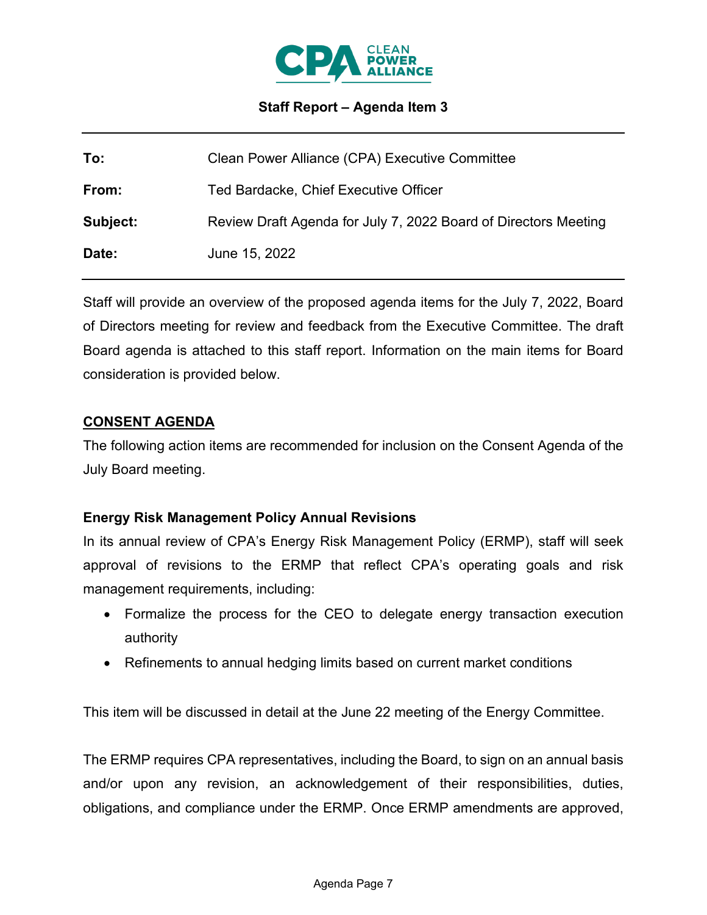**Staff Report – Agenda Item 3**

| | |
|---|---|
| **To:** | Clean Power Alliance (CPA) Executive Committee |
| **From:** | Ted Bardacke, Chief Executive Officer |
| **Subject:** | Review Draft Agenda for July 7, 2022 Board of Directors Meeting |
| **Date:** | June 15, 2022 |

Staff will provide an overview of the proposed agenda items for the July 7, 2022, Board of Directors meeting for review and feedback from the Executive Committee. The draft Board agenda is attached to this staff report. Information on the main items for Board consideration is provided below.

## CONSENT AGENDA

The following action items are recommended for inclusion on the Consent Agenda of the July Board meeting.

### Energy Risk Management Policy Annual Revisions

In its annual review of CPA's Energy Risk Management Policy (ERMP), staff will seek approval of revisions to the ERMP that reflect CPA's operating goals and risk management requirements, including:

- Formalize the process for the CEO to delegate energy transaction execution authority
- Refinements to annual hedging limits based on current market conditions

This item will be discussed in detail at the June 22 meeting of the Energy Committee.

The ERMP requires CPA representatives, including the Board, to sign on an annual basis and/or upon any revision, an acknowledgement of their responsibilities, duties, obligations, and compliance under the ERMP. Once ERMP amendments are approved,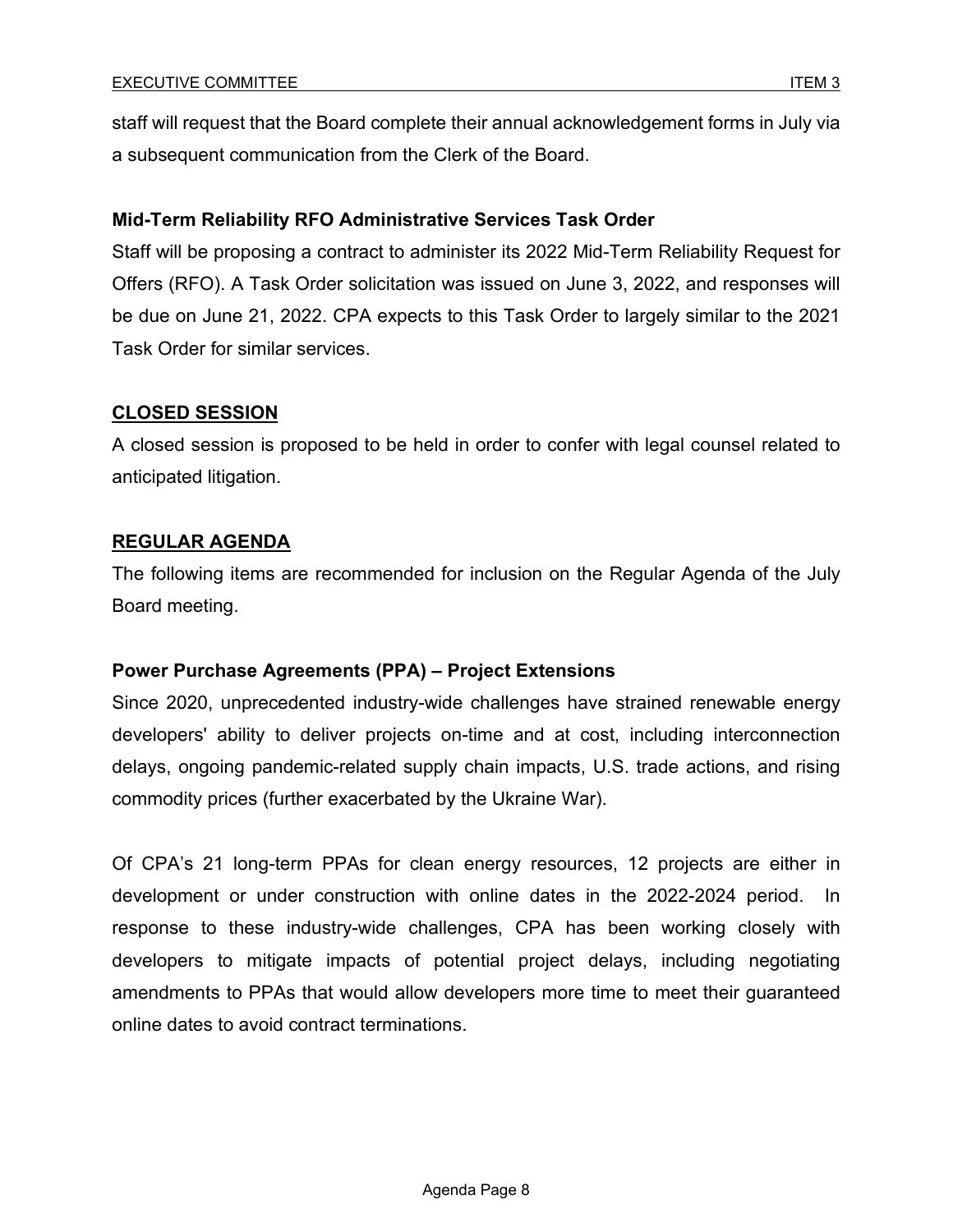staff will request that the Board complete their annual acknowledgement forms in July via a subsequent communication from the Clerk of the Board.

**Mid-Term Reliability RFO Administrative Services Task Order**

Staff will be proposing a contract to administer its 2022 Mid-Term Reliability Request for Offers (RFO). A Task Order solicitation was issued on June 3, 2022, and responses will be due on June 21, 2022. CPA expects to this Task Order to largely similar to the 2021 Task Order for similar services.

## CLOSED SESSION

A closed session is proposed to be held in order to confer with legal counsel related to anticipated litigation.

## REGULAR AGENDA

The following items are recommended for inclusion on the Regular Agenda of the July Board meeting.

**Power Purchase Agreements (PPA) – Project Extensions**

Since 2020, unprecedented industry-wide challenges have strained renewable energy developers' ability to deliver projects on-time and at cost, including interconnection delays, ongoing pandemic-related supply chain impacts, U.S. trade actions, and rising commodity prices (further exacerbated by the Ukraine War).

Of CPA's 21 long-term PPAs for clean energy resources, 12 projects are either in development or under construction with online dates in the 2022-2024 period. In response to these industry-wide challenges, CPA has been working closely with developers to mitigate impacts of potential project delays, including negotiating amendments to PPAs that would allow developers more time to meet their guaranteed online dates to avoid contract terminations.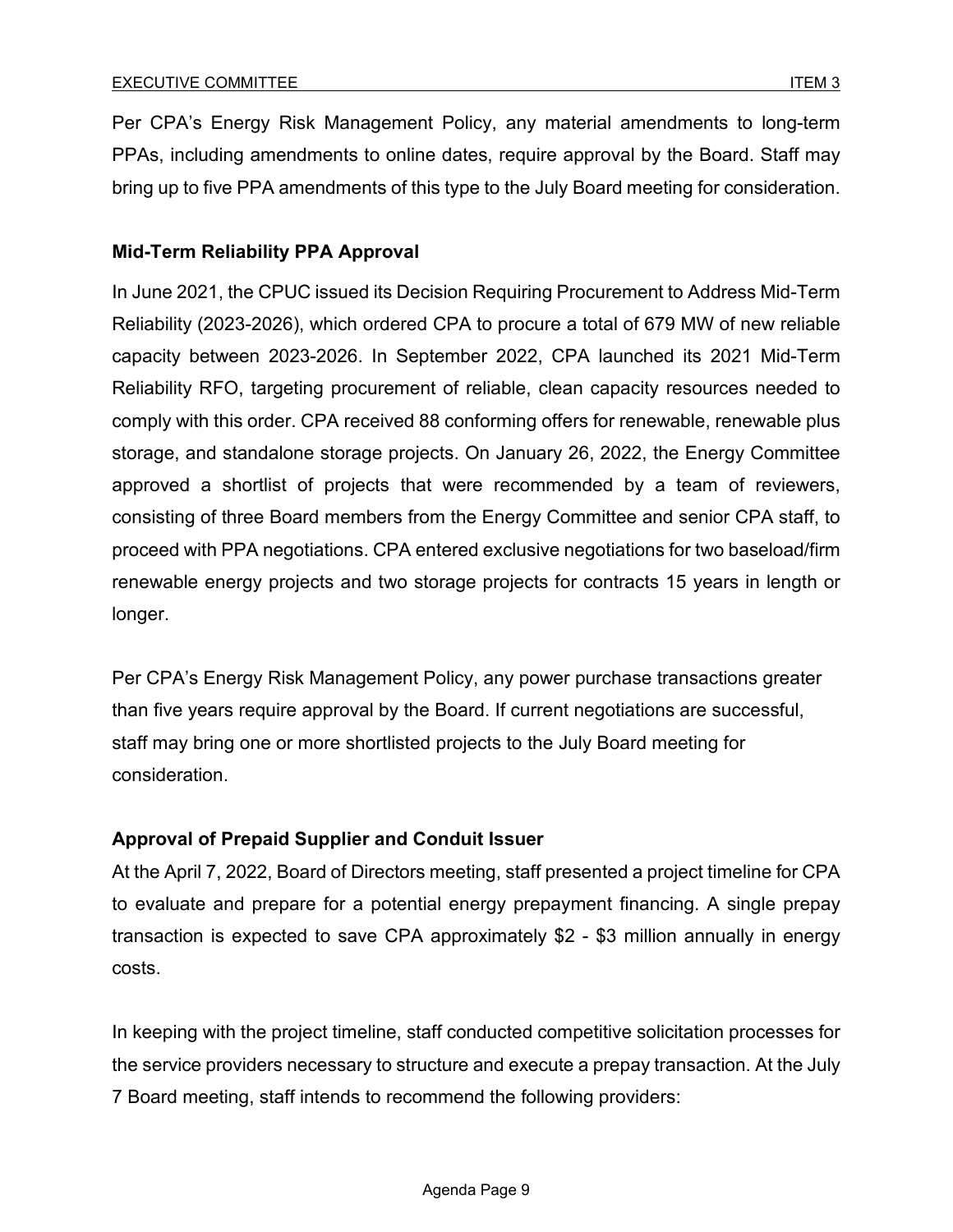Per CPA's Energy Risk Management Policy, any material amendments to long-term PPAs, including amendments to online dates, require approval by the Board. Staff may bring up to five PPA amendments of this type to the July Board meeting for consideration.

**Mid-Term Reliability PPA Approval**

In June 2021, the CPUC issued its Decision Requiring Procurement to Address Mid-Term Reliability (2023-2026), which ordered CPA to procure a total of 679 MW of new reliable capacity between 2023-2026. In September 2022, CPA launched its 2021 Mid-Term Reliability RFO, targeting procurement of reliable, clean capacity resources needed to comply with this order. CPA received 88 conforming offers for renewable, renewable plus storage, and standalone storage projects. On January 26, 2022, the Energy Committee approved a shortlist of projects that were recommended by a team of reviewers, consisting of three Board members from the Energy Committee and senior CPA staff, to proceed with PPA negotiations. CPA entered exclusive negotiations for two baseload/firm renewable energy projects and two storage projects for contracts 15 years in length or longer.

Per CPA's Energy Risk Management Policy, any power purchase transactions greater than five years require approval by the Board. If current negotiations are successful, staff may bring one or more shortlisted projects to the July Board meeting for consideration.

**Approval of Prepaid Supplier and Conduit Issuer**

At the April 7, 2022, Board of Directors meeting, staff presented a project timeline for CPA to evaluate and prepare for a potential energy prepayment financing. A single prepay transaction is expected to save CPA approximately $2 - $3 million annually in energy costs.

In keeping with the project timeline, staff conducted competitive solicitation processes for the service providers necessary to structure and execute a prepay transaction. At the July 7 Board meeting, staff intends to recommend the following providers: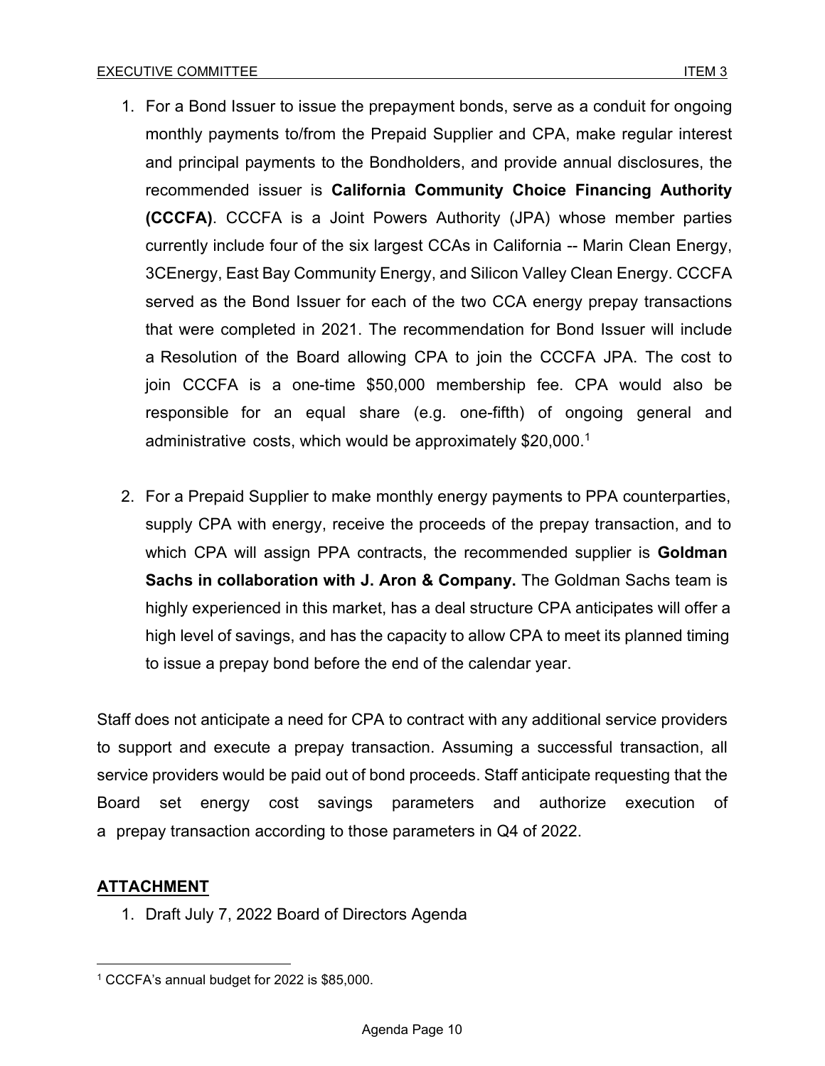1. For a Bond Issuer to issue the prepayment bonds, serve as a conduit for ongoing monthly payments to/from the Prepaid Supplier and CPA, make regular interest and principal payments to the Bondholders, and provide annual disclosures, the recommended issuer is **California Community Choice Financing Authority (CCCFA)**. CCCFA is a Joint Powers Authority (JPA) whose member parties currently include four of the six largest CCAs in California -- Marin Clean Energy, 3CEnergy, East Bay Community Energy, and Silicon Valley Clean Energy. CCCFA served as the Bond Issuer for each of the two CCA energy prepay transactions that were completed in 2021. The recommendation for Bond Issuer will include a Resolution of the Board allowing CPA to join the CCCFA JPA. The cost to join CCCFA is a one-time $50,000 membership fee. CPA would also be responsible for an equal share (e.g. one-fifth) of ongoing general and administrative costs, which would be approximately $20,000.[1]

2. For a Prepaid Supplier to make monthly energy payments to PPA counterparties, supply CPA with energy, receive the proceeds of the prepay transaction, and to which CPA will assign PPA contracts, the recommended supplier is **Goldman Sachs in collaboration with J. Aron & Company.** The Goldman Sachs team is highly experienced in this market, has a deal structure CPA anticipates will offer a high level of savings, and has the capacity to allow CPA to meet its planned timing to issue a prepay bond before the end of the calendar year.

Staff does not anticipate a need for CPA to contract with any additional service providers to support and execute a prepay transaction. Assuming a successful transaction, all service providers would be paid out of bond proceeds. Staff anticipate requesting that the Board set energy cost savings parameters and authorize execution of a prepay transaction according to those parameters in Q4 of 2022.

## ATTACHMENT

1. Draft July 7, 2022 Board of Directors Agenda

---

[1] CCCFA's annual budget for 2022 is $85,000.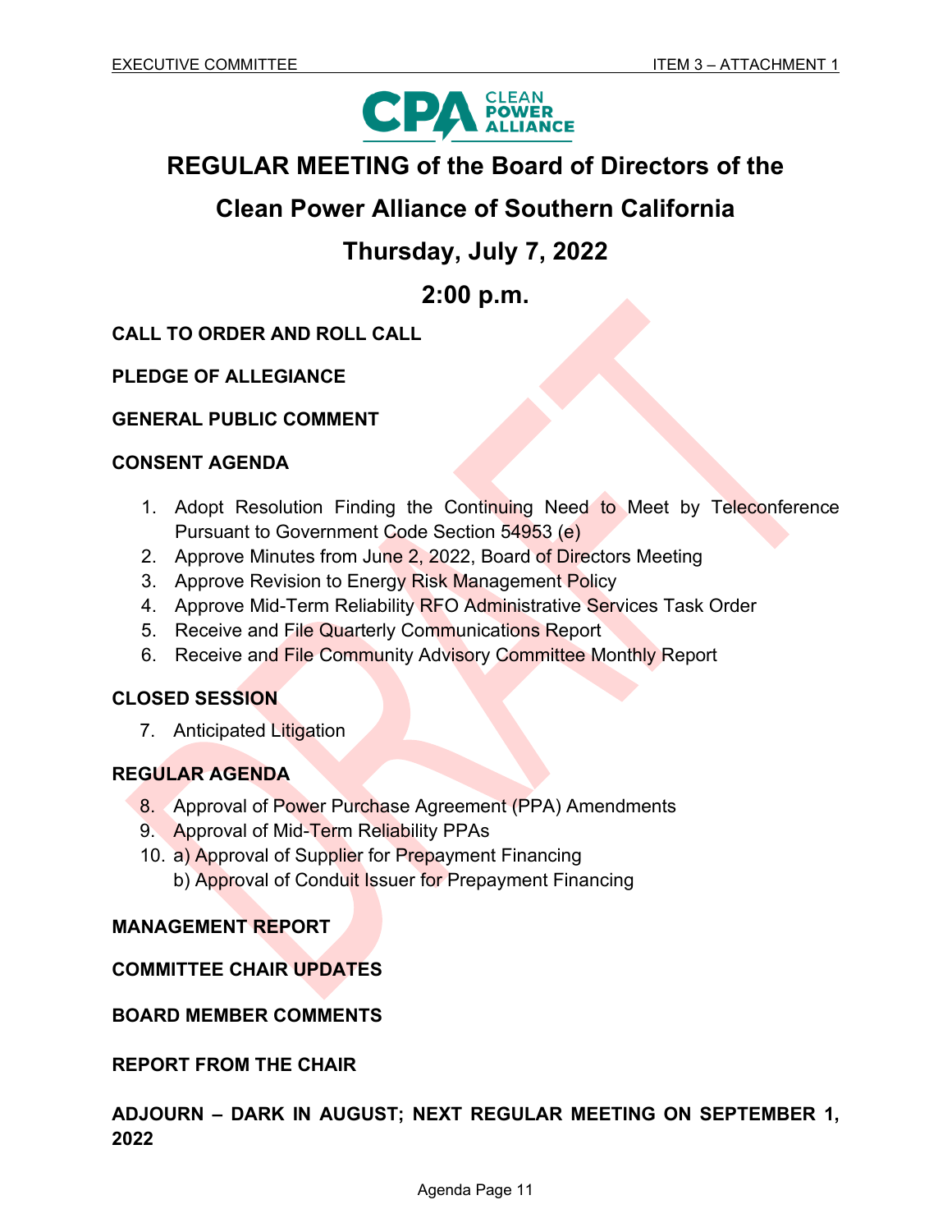# REGULAR MEETING of the Board of Directors of the Clean Power Alliance of Southern California

## Thursday, July 7, 2022

## 2:00 p.m.

**CALL TO ORDER AND ROLL CALL**

**PLEDGE OF ALLEGIANCE**

**GENERAL PUBLIC COMMENT**

**CONSENT AGENDA**

1. Adopt Resolution Finding the Continuing Need to Meet by Teleconference Pursuant to Government Code Section 54953 (e)
2. Approve Minutes from June 2, 2022, Board of Directors Meeting
3. Approve Revision to Energy Risk Management Policy
4. Approve Mid-Term Reliability RFO Administrative Services Task Order
5. Receive and File Quarterly Communications Report
6. Receive and File Community Advisory Committee Monthly Report

**CLOSED SESSION**

7. Anticipated Litigation

**REGULAR AGENDA**

8. Approval of Power Purchase Agreement (PPA) Amendments
9. Approval of Mid-Term Reliability PPAs
10. a) Approval of Supplier for Prepayment Financing
    b) Approval of Conduit Issuer for Prepayment Financing

**MANAGEMENT REPORT**

**COMMITTEE CHAIR UPDATES**

**BOARD MEMBER COMMENTS**

**REPORT FROM THE CHAIR**

**ADJOURN – DARK IN AUGUST; NEXT REGULAR MEETING ON SEPTEMBER 1, 2022**